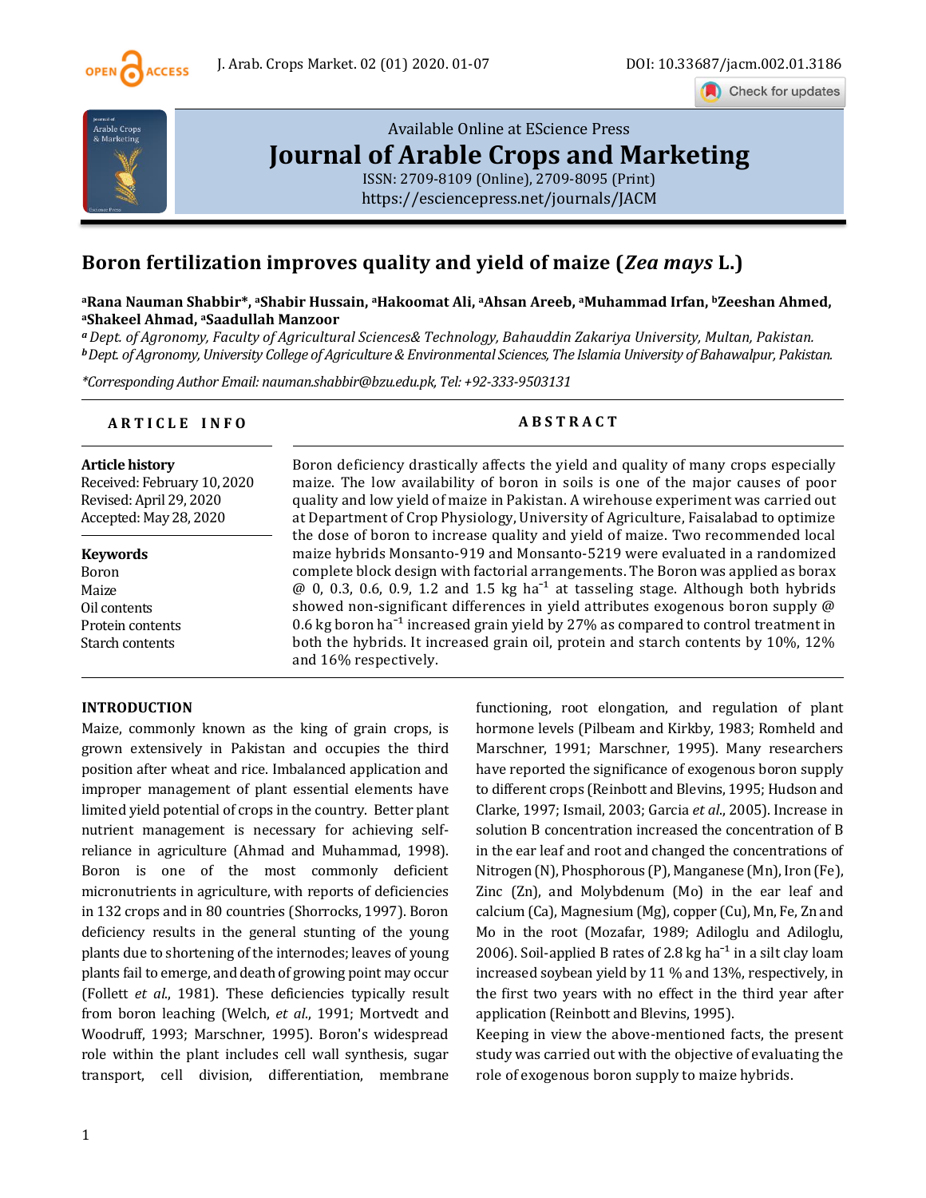# Boron fertilization improves quality and yield of maize (*Zea mays* L.)

**[a]Rana Nauman Shabbir\*, [a]Shabir Hussain, [a]Hakoomat Ali, [a]Ahsan Areeb, [a]Muhammad Irfan, [b]Zeeshan Ahmed, [a]Shakeel Ahmad, [a]Saadullah Manzoor**

*[a] Dept. of Agronomy, Faculty of Agricultural Sciences& Technology, Bahauddin Zakariya University, Multan, Pakistan.*
*[b] Dept. of Agronomy, University College of Agriculture & Environmental Sciences, The Islamia University of Bahawalpur, Pakistan.*

*\*Corresponding Author Email: nauman.shabbir@bzu.edu.pk, Tel: +92-333-9503131*

## ARTICLE INFO

**Article history**
Received: February 10, 2020
Revised: April 29, 2020
Accepted: May 28, 2020

**Keywords**
Boron
Maize
Oil contents
Protein contents
Starch contents

## ABSTRACT

Boron deficiency drastically affects the yield and quality of many crops especially maize. The low availability of boron in soils is one of the major causes of poor quality and low yield of maize in Pakistan. A wirehouse experiment was carried out at Department of Crop Physiology, University of Agriculture, Faisalabad to optimize the dose of boron to increase quality and yield of maize. Two recommended local maize hybrids Monsanto-919 and Monsanto-5219 were evaluated in a randomized complete block design with factorial arrangements. The Boron was applied as borax @ 0, 0.3, 0.6, 0.9, 1.2 and 1.5 kg ha$^{-1}$ at tasseling stage. Although both hybrids showed non-significant differences in yield attributes exogenous boron supply @ 0.6 kg boron ha$^{-1}$ increased grain yield by 27% as compared to control treatment in both the hybrids. It increased grain oil, protein and starch contents by 10%, 12% and 16% respectively.

## INTRODUCTION

Maize, commonly known as the king of grain crops, is grown extensively in Pakistan and occupies the third position after wheat and rice. Imbalanced application and improper management of plant essential elements have limited yield potential of crops in the country. Better plant nutrient management is necessary for achieving self-reliance in agriculture (Ahmad and Muhammad, 1998). Boron is one of the most commonly deficient micronutrients in agriculture, with reports of deficiencies in 132 crops and in 80 countries (Shorrocks, 1997). Boron deficiency results in the general stunting of the young plants due to shortening of the internodes; leaves of young plants fail to emerge, and death of growing point may occur (Follett *et al*., 1981). These deficiencies typically result from boron leaching (Welch, *et al*., 1991; Mortvedt and Woodruff, 1993; Marschner, 1995). Boron's widespread role within the plant includes cell wall synthesis, sugar transport, cell division, differentiation, membrane functioning, root elongation, and regulation of plant hormone levels (Pilbeam and Kirkby, 1983; Romheld and Marschner, 1991; Marschner, 1995). Many researchers have reported the significance of exogenous boron supply to different crops (Reinbott and Blevins, 1995; Hudson and Clarke, 1997; Ismail, 2003; Garcia *et al*., 2005). Increase in solution B concentration increased the concentration of B in the ear leaf and root and changed the concentrations of Nitrogen (N), Phosphorous (P), Manganese (Mn), Iron (Fe), Zinc (Zn), and Molybdenum (Mo) in the ear leaf and calcium (Ca), Magnesium (Mg), copper (Cu), Mn, Fe, Zn and Mo in the root (Mozafar, 1989; Adiloglu and Adiloglu, 2006). Soil-applied B rates of 2.8 kg ha$^{-1}$ in a silt clay loam increased soybean yield by 11 % and 13%, respectively, in the first two years with no effect in the third year after application (Reinbott and Blevins, 1995).

Keeping in view the above-mentioned facts, the present study was carried out with the objective of evaluating the role of exogenous boron supply to maize hybrids.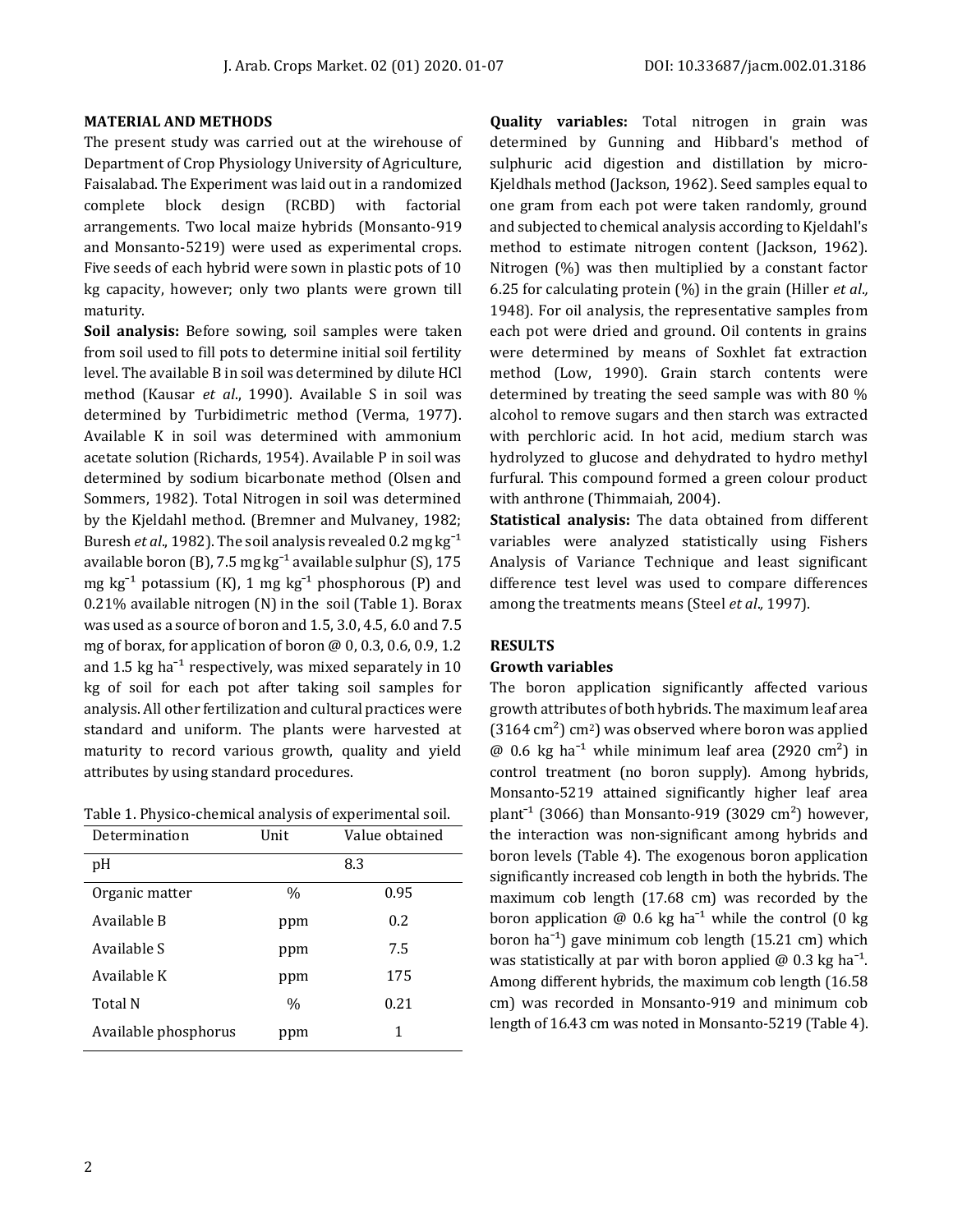**MATERIAL AND METHODS**

The present study was carried out at the wirehouse of Department of Crop Physiology University of Agriculture, Faisalabad. The Experiment was laid out in a randomized complete block design (RCBD) with factorial arrangements. Two local maize hybrids (Monsanto-919 and Monsanto-5219) were used as experimental crops. Five seeds of each hybrid were sown in plastic pots of 10 kg capacity, however; only two plants were grown till maturity.

**Soil analysis:** Before sowing, soil samples were taken from soil used to fill pots to determine initial soil fertility level. The available B in soil was determined by dilute HCl method (Kausar *et al*., 1990). Available S in soil was determined by Turbidimetric method (Verma, 1977). Available K in soil was determined with ammonium acetate solution (Richards, 1954). Available P in soil was determined by sodium bicarbonate method (Olsen and Sommers, 1982). Total Nitrogen in soil was determined by the Kjeldahl method. (Bremner and Mulvaney, 1982; Buresh *et al*., 1982). The soil analysis revealed 0.2 mg kg$^{-1}$ available boron (B), 7.5 mg kg$^{-1}$ available sulphur (S), 175 mg kg$^{-1}$ potassium (K), 1 mg kg$^{-1}$ phosphorous (P) and 0.21% available nitrogen (N) in the soil (Table 1). Borax was used as a source of boron and 1.5, 3.0, 4.5, 6.0 and 7.5 mg of borax, for application of boron @ 0, 0.3, 0.6, 0.9, 1.2 and 1.5 kg ha$^{-1}$ respectively, was mixed separately in 10 kg of soil for each pot after taking soil samples for analysis. All other fertilization and cultural practices were standard and uniform. The plants were harvested at maturity to record various growth, quality and yield attributes by using standard procedures.

Table 1. Physico-chemical analysis of experimental soil.

| Determination | Unit | Value obtained |
|---|---|---|
| pH | | 8.3 |
| Organic matter | % | 0.95 |
| Available B | ppm | 0.2 |
| Available S | ppm | 7.5 |
| Available K | ppm | 175 |
| Total N | % | 0.21 |
| Available phosphorus | ppm | 1 |

**Quality variables:** Total nitrogen in grain was determined by Gunning and Hibbard's method of sulphuric acid digestion and distillation by micro-Kjeldhals method (Jackson, 1962). Seed samples equal to one gram from each pot were taken randomly, ground and subjected to chemical analysis according to Kjeldahl's method to estimate nitrogen content (Jackson, 1962). Nitrogen (%) was then multiplied by a constant factor 6.25 for calculating protein (%) in the grain (Hiller *et al.,* 1948). For oil analysis, the representative samples from each pot were dried and ground. Oil contents in grains were determined by means of Soxhlet fat extraction method (Low, 1990). Grain starch contents were determined by treating the seed sample was with 80 % alcohol to remove sugars and then starch was extracted with perchloric acid. In hot acid, medium starch was hydrolyzed to glucose and dehydrated to hydro methyl furfural. This compound formed a green colour product with anthrone (Thimmaiah, 2004).

**Statistical analysis:** The data obtained from different variables were analyzed statistically using Fishers Analysis of Variance Technique and least significant difference test level was used to compare differences among the treatments means (Steel *et al.,* 1997).

## RESULTS

### Growth variables

The boron application significantly affected various growth attributes of both hybrids. The maximum leaf area (3164 cm$^2$) cm$^2$) was observed where boron was applied @ 0.6 kg ha$^{-1}$ while minimum leaf area (2920 cm$^2$) in control treatment (no boron supply). Among hybrids, Monsanto-5219 attained significantly higher leaf area plant$^{-1}$ (3066) than Monsanto-919 (3029 cm$^2$) however, the interaction was non-significant among hybrids and boron levels (Table 4). The exogenous boron application significantly increased cob length in both the hybrids. The maximum cob length (17.68 cm) was recorded by the boron application @ 0.6 kg ha$^{-1}$ while the control (0 kg boron ha$^{-1}$) gave minimum cob length (15.21 cm) which was statistically at par with boron applied @ 0.3 kg ha$^{-1}$. Among different hybrids, the maximum cob length (16.58 cm) was recorded in Monsanto-919 and minimum cob length of 16.43 cm was noted in Monsanto-5219 (Table 4).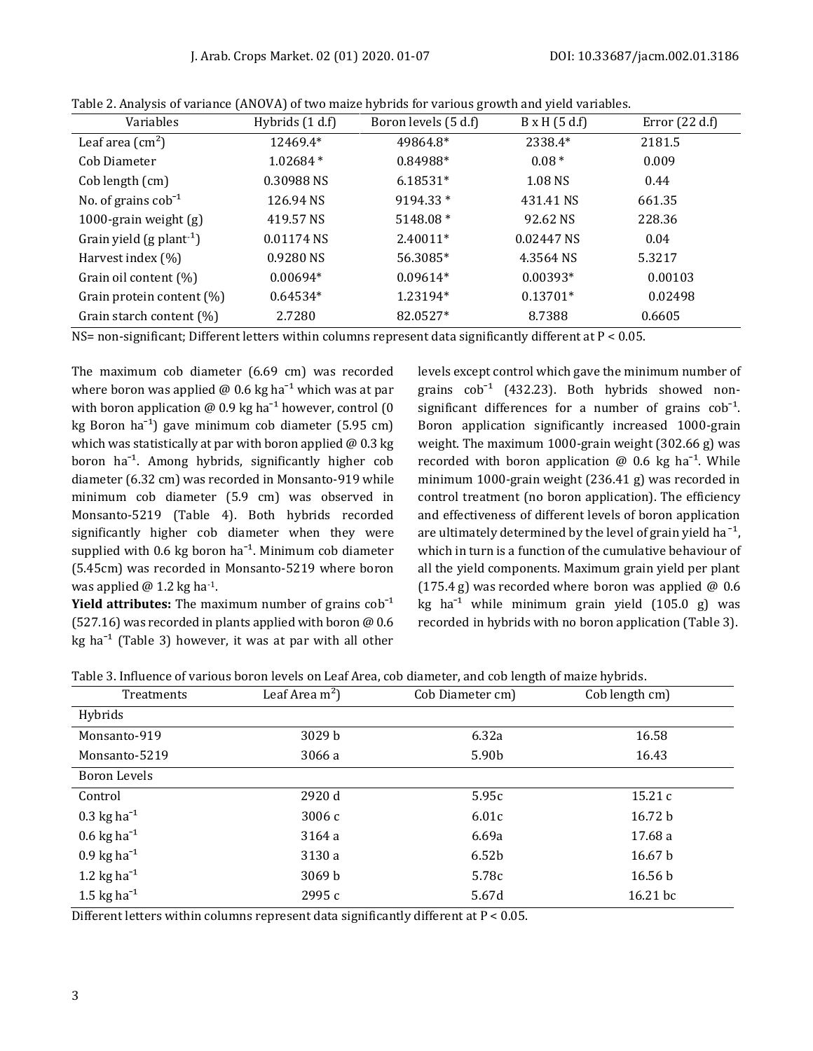Table 2. Analysis of variance (ANOVA) of two maize hybrids for various growth and yield variables.

| Variables | Hybrids (1 d.f) | Boron levels (5 d.f) | B x H (5 d.f) | Error (22 d.f) |
|---|---|---|---|---|
| Leaf area ($cm^2$) | 12469.4* | 49864.8* | 2338.4* | 2181.5 |
| Cob Diameter | 1.02684 * | 0.84988* | 0.08 * | 0.009 |
| Cob length (cm) | 0.30988 NS | 6.18531* | 1.08 NS | 0.44 |
| No. of grains $cob^{-1}$ | 126.94 NS | 9194.33 * | 431.41 NS | 661.35 |
| 1000-grain weight (g) | 419.57 NS | 5148.08 * | 92.62 NS | 228.36 |
| Grain yield (g $plant^{-1}$) | 0.01174 NS | 2.40011* | 0.02447 NS | 0.04 |
| Harvest index (%) | 0.9280 NS | 56.3085* | 4.3564 NS | 5.3217 |
| Grain oil content (%) | 0.00694* | 0.09614* | 0.00393* | 0.00103 |
| Grain protein content (%) | 0.64534* | 1.23194* | 0.13701* | 0.02498 |
| Grain starch content (%) | 2.7280 | 82.0527* | 8.7388 | 0.6605 |

NS= non-significant; Different letters within columns represent data significantly different at P < 0.05.

The maximum cob diameter (6.69 cm) was recorded where boron was applied @ 0.6 kg $ha^{-1}$ which was at par with boron application @ 0.9 kg $ha^{-1}$ however, control (0 kg Boron $ha^{-1}$) gave minimum cob diameter (5.95 cm) which was statistically at par with boron applied @ 0.3 kg boron $ha^{-1}$. Among hybrids, significantly higher cob diameter (6.32 cm) was recorded in Monsanto-919 while minimum cob diameter (5.9 cm) was observed in Monsanto-5219 (Table 4). Both hybrids recorded significantly higher cob diameter when they were supplied with 0.6 kg boron $ha^{-1}$. Minimum cob diameter (5.45cm) was recorded in Monsanto-5219 where boron was applied @ 1.2 kg $ha^{-1}$.

**Yield attributes:** The maximum number of grains $cob^{-1}$ (527.16) was recorded in plants applied with boron @ 0.6 kg $ha^{-1}$ (Table 3) however, it was at par with all other levels except control which gave the minimum number of grains $cob^{-1}$ (432.23). Both hybrids showed non-significant differences for a number of grains $cob^{-1}$. Boron application significantly increased 1000-grain weight. The maximum 1000-grain weight (302.66 g) was recorded with boron application @ 0.6 kg $ha^{-1}$. While minimum 1000-grain weight (236.41 g) was recorded in control treatment (no boron application). The efficiency and effectiveness of different levels of boron application are ultimately determined by the level of grain yield $ha^{-1}$, which in turn is a function of the cumulative behaviour of all the yield components. Maximum grain yield per plant (175.4 g) was recorded where boron was applied @ 0.6 kg $ha^{-1}$ while minimum grain yield (105.0 g) was recorded in hybrids with no boron application (Table 3).

Table 3. Influence of various boron levels on Leaf Area, cob diameter, and cob length of maize hybrids.

| Treatments | Leaf Area $m^2$) | Cob Diameter cm) | Cob length cm) |
|---|---|---|---|
| Hybrids | | | |
| Monsanto-919 | 3029 b | 6.32a | 16.58 |
| Monsanto-5219 | 3066 a | 5.90b | 16.43 |
| Boron Levels | | | |
| Control | 2920 d | 5.95c | 15.21 c |
| 0.3 kg $ha^{-1}$ | 3006 c | 6.01c | 16.72 b |
| 0.6 kg $ha^{-1}$ | 3164 a | 6.69a | 17.68 a |
| 0.9 kg $ha^{-1}$ | 3130 a | 6.52b | 16.67 b |
| 1.2 kg $ha^{-1}$ | 3069 b | 5.78c | 16.56 b |
| 1.5 kg $ha^{-1}$ | 2995 c | 5.67d | 16.21 bc |

Different letters within columns represent data significantly different at P < 0.05.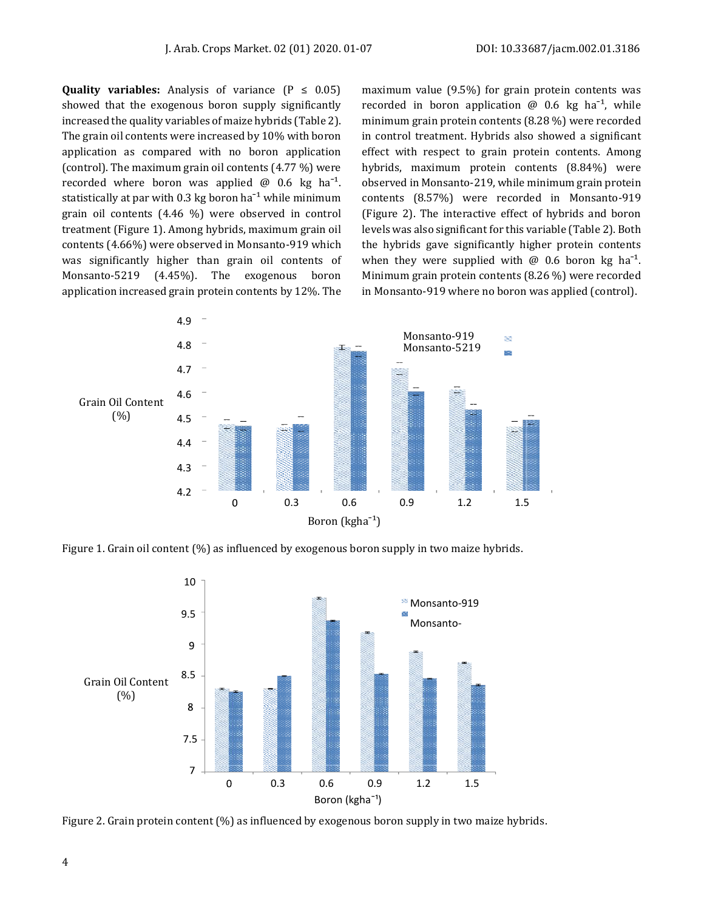**Quality variables:** Analysis of variance ($P \leq 0.05$) showed that the exogenous boron supply significantly increased the quality variables of maize hybrids (Table 2). The grain oil contents were increased by 10% with boron application as compared with no boron application (control). The maximum grain oil contents (4.77 %) were recorded where boron was applied @ 0.6 kg ha$^{-1}$. statistically at par with 0.3 kg boron ha$^{-1}$ while minimum grain oil contents (4.46 %) were observed in control treatment (Figure 1). Among hybrids, maximum grain oil contents (4.66%) were observed in Monsanto-919 which was significantly higher than grain oil contents of Monsanto-5219 (4.45%). The exogenous boron application increased grain protein contents by 12%. The maximum value (9.5%) for grain protein contents was recorded in boron application @ 0.6 kg ha$^{-1}$, while minimum grain protein contents (8.28 %) were recorded in control treatment. Hybrids also showed a significant effect with respect to grain protein contents. Among hybrids, maximum protein contents (8.84%) were observed in Monsanto-219, while minimum grain protein contents (8.57%) were recorded in Monsanto-919 (Figure 2). The interactive effect of hybrids and boron levels was also significant for this variable (Table 2). Both the hybrids gave significantly higher protein contents when they were supplied with @ 0.6 boron kg ha$^{-1}$. Minimum grain protein contents (8.26 %) were recorded in Monsanto-919 where no boron was applied (control).

Figure 1. Grain oil content (%) as influenced by exogenous boron supply in two maize hybrids.

Figure 2. Grain protein content (%) as influenced by exogenous boron supply in two maize hybrids.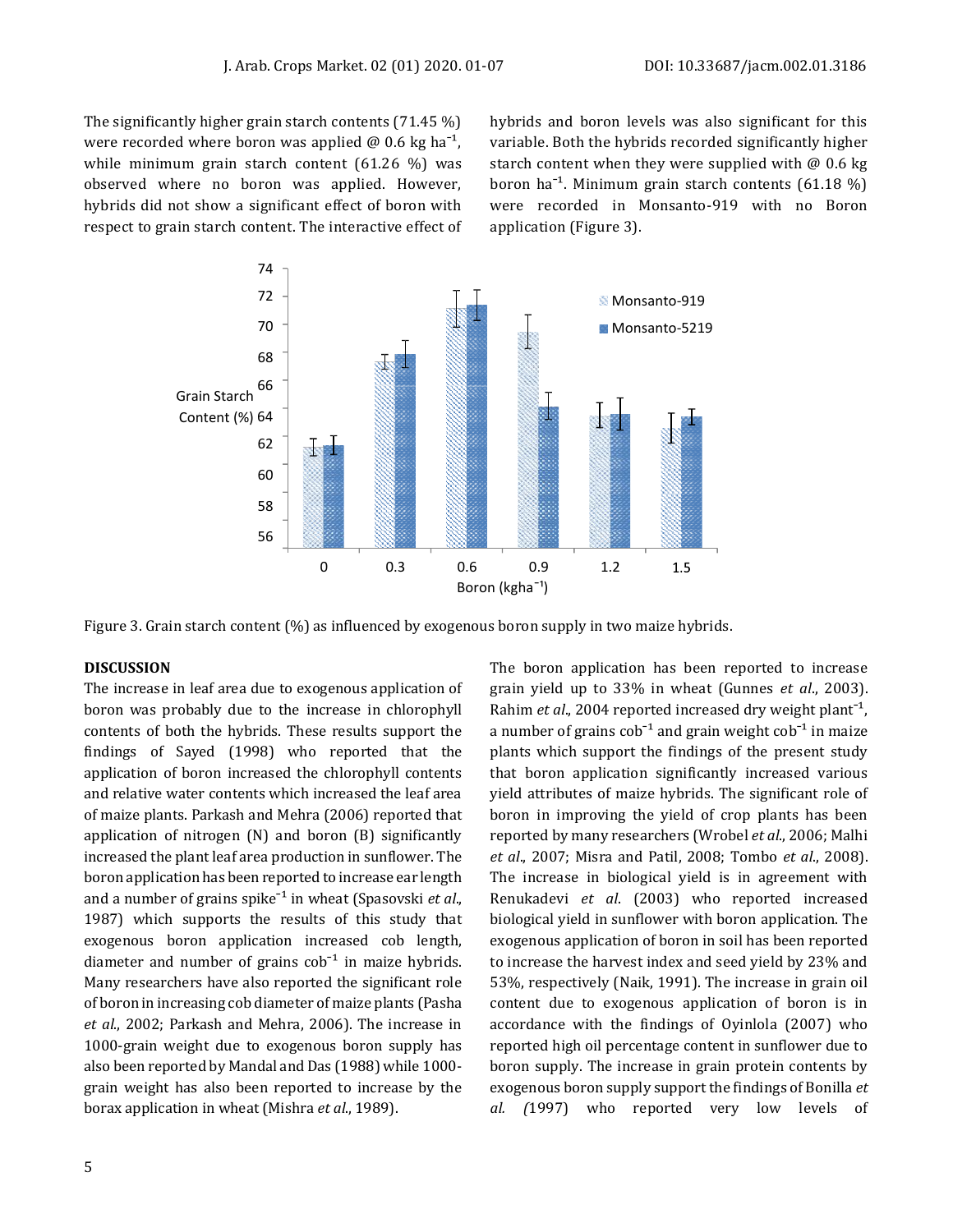The significantly higher grain starch contents (71.45 %) were recorded where boron was applied @ 0.6 kg ha$^{-1}$, while minimum grain starch content (61.26 %) was observed where no boron was applied. However, hybrids did not show a significant effect of boron with respect to grain starch content. The interactive effect of hybrids and boron levels was also significant for this variable. Both the hybrids recorded significantly higher starch content when they were supplied with @ 0.6 kg boron ha$^{-1}$. Minimum grain starch contents (61.18 %) were recorded in Monsanto-919 with no Boron application (Figure 3).

Figure 3. Grain starch content (%) as influenced by exogenous boron supply in two maize hybrids.

## DISCUSSION

The increase in leaf area due to exogenous application of boron was probably due to the increase in chlorophyll contents of both the hybrids. These results support the findings of Sayed (1998) who reported that the application of boron increased the chlorophyll contents and relative water contents which increased the leaf area of maize plants. Parkash and Mehra (2006) reported that application of nitrogen (N) and boron (B) significantly increased the plant leaf area production in sunflower. The boron application has been reported to increase ear length and a number of grains spike$^{-1}$ in wheat (Spasovski *et al*., 1987) which supports the results of this study that exogenous boron application increased cob length, diameter and number of grains cob$^{-1}$ in maize hybrids. Many researchers have also reported the significant role of boron in increasing cob diameter of maize plants (Pasha *et al*., 2002; Parkash and Mehra, 2006). The increase in 1000-grain weight due to exogenous boron supply has also been reported by Mandal and Das (1988) while 1000-grain weight has also been reported to increase by the borax application in wheat (Mishra *et al*., 1989).

The boron application has been reported to increase grain yield up to 33% in wheat (Gunnes *et al*., 2003). Rahim *et al*., 2004 reported increased dry weight plant$^{-1}$, a number of grains cob$^{-1}$ and grain weight cob$^{-1}$ in maize plants which support the findings of the present study that boron application significantly increased various yield attributes of maize hybrids. The significant role of boron in improving the yield of crop plants has been reported by many researchers (Wrobel *et al*., 2006; Malhi *et al*., 2007; Misra and Patil, 2008; Tombo *et al*., 2008). The increase in biological yield is in agreement with Renukadevi *et al*. (2003) who reported increased biological yield in sunflower with boron application. The exogenous application of boron in soil has been reported to increase the harvest index and seed yield by 23% and 53%, respectively (Naik, 1991). The increase in grain oil content due to exogenous application of boron is in accordance with the findings of Oyinlola (2007) who reported high oil percentage content in sunflower due to boron supply. The increase in grain protein contents by exogenous boron supply support the findings of Bonilla *et al. (*1997) who reported very low levels of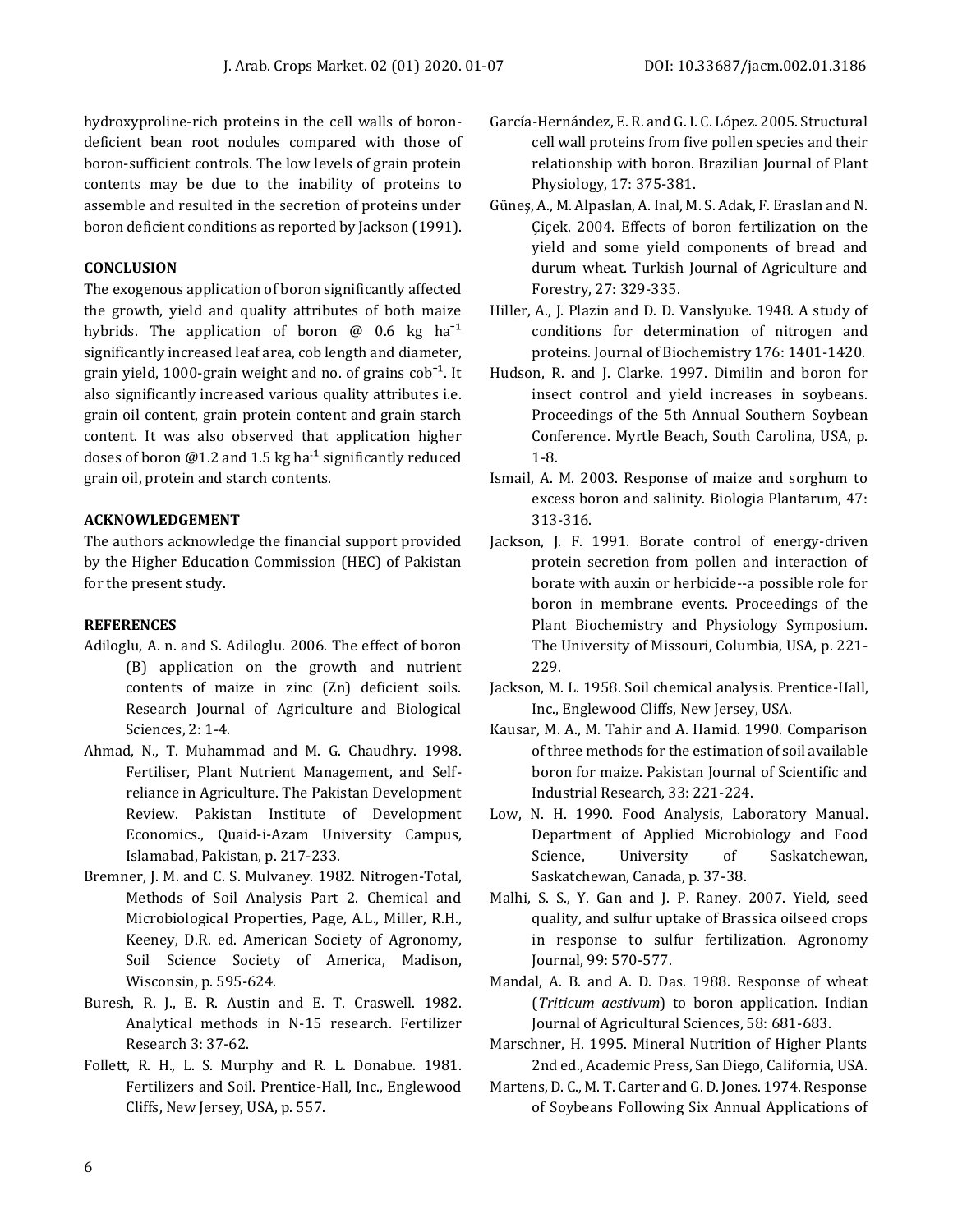hydroxyproline-rich proteins in the cell walls of boron-deficient bean root nodules compared with those of boron-sufficient controls. The low levels of grain protein contents may be due to the inability of proteins to assemble and resulted in the secretion of proteins under boron deficient conditions as reported by Jackson (1991).

## CONCLUSION

The exogenous application of boron significantly affected the growth, yield and quality attributes of both maize hybrids. The application of boron @ 0.6 kg $ha^{-1}$ significantly increased leaf area, cob length and diameter, grain yield, 1000-grain weight and no. of grains $cob^{-1}$. It also significantly increased various quality attributes i.e. grain oil content, grain protein content and grain starch content. It was also observed that application higher doses of boron @1.2 and 1.5 kg $ha^{-1}$ significantly reduced grain oil, protein and starch contents.

## ACKNOWLEDGEMENT

The authors acknowledge the financial support provided by the Higher Education Commission (HEC) of Pakistan for the present study.

## REFERENCES

Adiloglu, A. n. and S. Adiloglu. 2006. The effect of boron (B) application on the growth and nutrient contents of maize in zinc (Zn) deficient soils. Research Journal of Agriculture and Biological Sciences, 2: 1-4.

Ahmad, N., T. Muhammad and M. G. Chaudhry. 1998. Fertiliser, Plant Nutrient Management, and Self-reliance in Agriculture. The Pakistan Development Review. Pakistan Institute of Development Economics., Quaid-i-Azam University Campus, Islamabad, Pakistan, p. 217-233.

Bremner, J. M. and C. S. Mulvaney. 1982. Nitrogen-Total, Methods of Soil Analysis Part 2. Chemical and Microbiological Properties, Page, A.L., Miller, R.H., Keeney, D.R. ed. American Society of Agronomy, Soil Science Society of America, Madison, Wisconsin, p. 595-624.

Buresh, R. J., E. R. Austin and E. T. Craswell. 1982. Analytical methods in N-15 research. Fertilizer Research 3: 37-62.

Follett, R. H., L. S. Murphy and R. L. Donabue. 1981. Fertilizers and Soil. Prentice-Hall, Inc., Englewood Cliffs, New Jersey, USA, p. 557.

García-Hernández, E. R. and G. I. C. López. 2005. Structural cell wall proteins from five pollen species and their relationship with boron. Brazilian Journal of Plant Physiology, 17: 375-381.

Güneş, A., M. Alpaslan, A. Inal, M. S. Adak, F. Eraslan and N. Çiçek. 2004. Effects of boron fertilization on the yield and some yield components of bread and durum wheat. Turkish Journal of Agriculture and Forestry, 27: 329-335.

Hiller, A., J. Plazin and D. D. Vanslyuke. 1948. A study of conditions for determination of nitrogen and proteins. Journal of Biochemistry 176: 1401-1420.

Hudson, R. and J. Clarke. 1997. Dimilin and boron for insect control and yield increases in soybeans. Proceedings of the 5th Annual Southern Soybean Conference. Myrtle Beach, South Carolina, USA, p. 1-8.

Ismail, A. M. 2003. Response of maize and sorghum to excess boron and salinity. Biologia Plantarum, 47: 313-316.

Jackson, J. F. 1991. Borate control of energy-driven protein secretion from pollen and interaction of borate with auxin or herbicide--a possible role for boron in membrane events. Proceedings of the Plant Biochemistry and Physiology Symposium. The University of Missouri, Columbia, USA, p. 221-229.

Jackson, M. L. 1958. Soil chemical analysis. Prentice-Hall, Inc., Englewood Cliffs, New Jersey, USA.

Kausar, M. A., M. Tahir and A. Hamid. 1990. Comparison of three methods for the estimation of soil available boron for maize. Pakistan Journal of Scientific and Industrial Research, 33: 221-224.

Low, N. H. 1990. Food Analysis, Laboratory Manual. Department of Applied Microbiology and Food Science, University of Saskatchewan, Saskatchewan, Canada, p. 37-38.

Malhi, S. S., Y. Gan and J. P. Raney. 2007. Yield, seed quality, and sulfur uptake of Brassica oilseed crops in response to sulfur fertilization. Agronomy Journal, 99: 570-577.

Mandal, A. B. and A. D. Das. 1988. Response of wheat (*Triticum aestivum*) to boron application. Indian Journal of Agricultural Sciences, 58: 681-683.

Marschner, H. 1995. Mineral Nutrition of Higher Plants 2nd ed., Academic Press, San Diego, California, USA.

Martens, D. C., M. T. Carter and G. D. Jones. 1974. Response of Soybeans Following Six Annual Applications of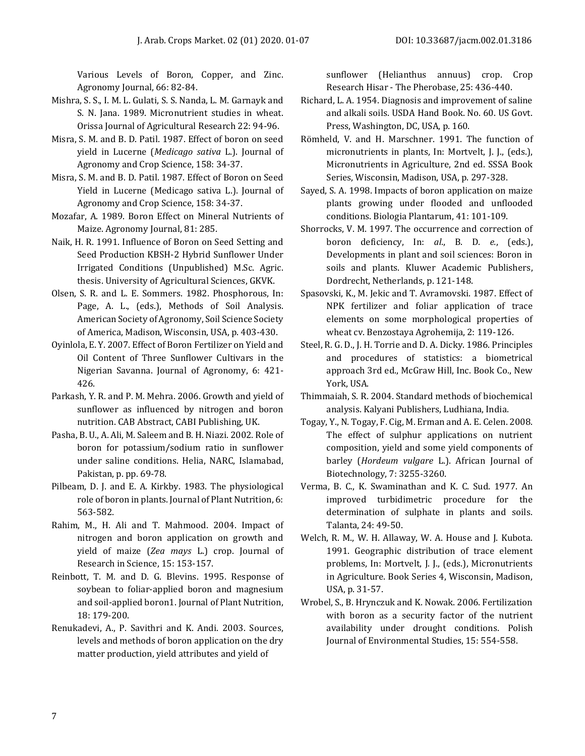Various Levels of Boron, Copper, and Zinc. Agronomy Journal, 66: 82-84.

Mishra, S. S., I. M. L. Gulati, S. S. Nanda, L. M. Garnayk and S. N. Jana. 1989. Micronutrient studies in wheat. Orissa Journal of Agricultural Research 22: 94-96.

Misra, S. M. and B. D. Patil. 1987. Effect of boron on seed yield in Lucerne (*Medicago sativa* L.). Journal of Agronomy and Crop Science, 158: 34-37.

Misra, S. M. and B. D. Patil. 1987. Effect of Boron on Seed Yield in Lucerne (Medicago sativa L.). Journal of Agronomy and Crop Science, 158: 34-37.

Mozafar, A. 1989. Boron Effect on Mineral Nutrients of Maize. Agronomy Journal, 81: 285.

Naik, H. R. 1991. Influence of Boron on Seed Setting and Seed Production KBSH-2 Hybrid Sunflower Under Irrigated Conditions (Unpublished) M.Sc. Agric. thesis. University of Agricultural Sciences, GKVK.

Olsen, S. R. and L. E. Sommers. 1982. Phosphorous, In: Page, A. L., (eds.), Methods of Soil Analysis. American Society of Agronomy, Soil Science Society of America, Madison, Wisconsin, USA, p. 403-430.

Oyinlola, E. Y. 2007. Effect of Boron Fertilizer on Yield and Oil Content of Three Sunflower Cultivars in the Nigerian Savanna. Journal of Agronomy, 6: 421-426.

Parkash, Y. R. and P. M. Mehra. 2006. Growth and yield of sunflower as influenced by nitrogen and boron nutrition. CAB Abstract, CABI Publishing, UK.

Pasha, B. U., A. Ali, M. Saleem and B. H. Niazi. 2002. Role of boron for potassium/sodium ratio in sunflower under saline conditions. Helia, NARC, Islamabad, Pakistan, p. pp. 69-78.

Pilbeam, D. J. and E. A. Kirkby. 1983. The physiological role of boron in plants. Journal of Plant Nutrition, 6: 563-582.

Rahim, M., H. Ali and T. Mahmood. 2004. Impact of nitrogen and boron application on growth and yield of maize (*Zea mays* L.) crop. Journal of Research in Science, 15: 153-157.

Reinbott, T. M. and D. G. Blevins. 1995. Response of soybean to foliar-applied boron and magnesium and soil-applied boron1. Journal of Plant Nutrition, 18: 179-200.

Renukadevi, A., P. Savithri and K. Andi. 2003. Sources, levels and methods of boron application on the dry matter production, yield attributes and yield of sunflower (Helianthus annuus) crop. Crop Research Hisar - The Pherobase, 25: 436-440.

Richard, L. A. 1954. Diagnosis and improvement of saline and alkali soils. USDA Hand Book. No. 60. US Govt. Press, Washington, DC, USA, p. 160.

Römheld, V. and H. Marschner. 1991. The function of micronutrients in plants, In: Mortvelt, J. J., (eds.), Micronutrients in Agriculture, 2nd ed. SSSA Book Series, Wisconsin, Madison, USA, p. 297-328.

Sayed, S. A. 1998. Impacts of boron application on maize plants growing under flooded and unflooded conditions. Biologia Plantarum, 41: 101-109.

Shorrocks, V. M. 1997. The occurrence and correction of boron deficiency, In: *al.*, B. D. *e.*, (eds.), Developments in plant and soil sciences: Boron in soils and plants. Kluwer Academic Publishers, Dordrecht, Netherlands, p. 121-148.

Spasovski, K., M. Jekic and T. Avramovski. 1987. Effect of NPK fertilizer and foliar application of trace elements on some morphological properties of wheat cv. Benzostaya Agrohemija, 2: 119-126.

Steel, R. G. D., J. H. Torrie and D. A. Dicky. 1986. Principles and procedures of statistics: a biometrical approach 3rd ed., McGraw Hill, Inc. Book Co., New York, USA.

Thimmaiah, S. R. 2004. Standard methods of biochemical analysis. Kalyani Publishers, Ludhiana, India.

Togay, Y., N. Togay, F. Cig, M. Erman and A. E. Celen. 2008. The effect of sulphur applications on nutrient composition, yield and some yield components of barley (*Hordeum vulgare* L.). African Journal of Biotechnology, 7: 3255-3260.

Verma, B. C., K. Swaminathan and K. C. Sud. 1977. An improved turbidimetric procedure for the determination of sulphate in plants and soils. Talanta, 24: 49-50.

Welch, R. M., W. H. Allaway, W. A. House and J. Kubota. 1991. Geographic distribution of trace element problems, In: Mortvelt, J. J., (eds.), Micronutrients in Agriculture. Book Series 4, Wisconsin, Madison, USA, p. 31-57.

Wrobel, S., B. Hrynczuk and K. Nowak. 2006. Fertilization with boron as a security factor of the nutrient availability under drought conditions. Polish Journal of Environmental Studies, 15: 554-558.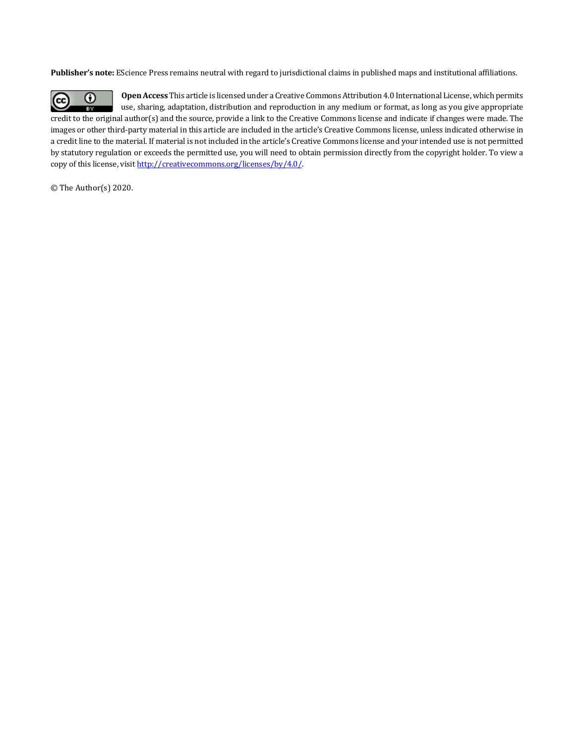**Publisher's note:** EScience Press remains neutral with regard to jurisdictional claims in published maps and institutional affiliations.

**Open Access** This article is licensed under a Creative Commons Attribution 4.0 International License, which permits use, sharing, adaptation, distribution and reproduction in any medium or format, as long as you give appropriate credit to the original author(s) and the source, provide a link to the Creative Commons license and indicate if changes were made. The images or other third-party material in this article are included in the article's Creative Commons license, unless indicated otherwise in a credit line to the material. If material is not included in the article's Creative Commons license and your intended use is not permitted by statutory regulation or exceeds the permitted use, you will need to obtain permission directly from the copyright holder. To view a copy of this license, visit http://creativecommons.org/licenses/by/4.0/.

© The Author(s) 2020.